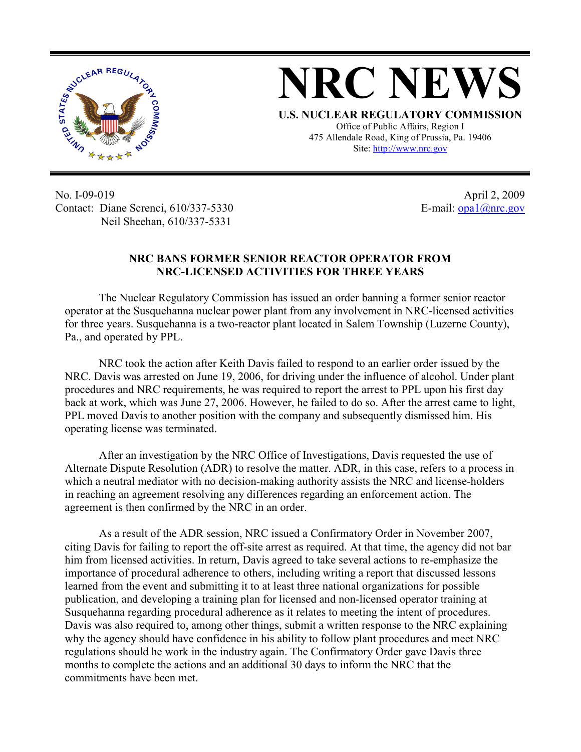# NRC NEWS

**U.S. NUCLEAR REGULATORY COMMISSION**

Office of Public Affairs, Region I
475 Allendale Road, King of Prussia, Pa. 19406
Site: http://www.nrc.gov

No. I-09-019
Contact: Diane Screnci, 610/337-5330
Neil Sheehan, 610/337-5331

April 2, 2009
E-mail: opa1@nrc.gov

## NRC BANS FORMER SENIOR REACTOR OPERATOR FROM NRC-LICENSED ACTIVITIES FOR THREE YEARS

The Nuclear Regulatory Commission has issued an order banning a former senior reactor operator at the Susquehanna nuclear power plant from any involvement in NRC-licensed activities for three years. Susquehanna is a two-reactor plant located in Salem Township (Luzerne County), Pa., and operated by PPL.

NRC took the action after Keith Davis failed to respond to an earlier order issued by the NRC. Davis was arrested on June 19, 2006, for driving under the influence of alcohol. Under plant procedures and NRC requirements, he was required to report the arrest to PPL upon his first day back at work, which was June 27, 2006. However, he failed to do so. After the arrest came to light, PPL moved Davis to another position with the company and subsequently dismissed him. His operating license was terminated.

After an investigation by the NRC Office of Investigations, Davis requested the use of Alternate Dispute Resolution (ADR) to resolve the matter. ADR, in this case, refers to a process in which a neutral mediator with no decision-making authority assists the NRC and license-holders in reaching an agreement resolving any differences regarding an enforcement action. The agreement is then confirmed by the NRC in an order.

As a result of the ADR session, NRC issued a Confirmatory Order in November 2007, citing Davis for failing to report the off-site arrest as required. At that time, the agency did not bar him from licensed activities. In return, Davis agreed to take several actions to re-emphasize the importance of procedural adherence to others, including writing a report that discussed lessons learned from the event and submitting it to at least three national organizations for possible publication, and developing a training plan for licensed and non-licensed operator training at Susquehanna regarding procedural adherence as it relates to meeting the intent of procedures. Davis was also required to, among other things, submit a written response to the NRC explaining why the agency should have confidence in his ability to follow plant procedures and meet NRC regulations should he work in the industry again. The Confirmatory Order gave Davis three months to complete the actions and an additional 30 days to inform the NRC that the commitments have been met.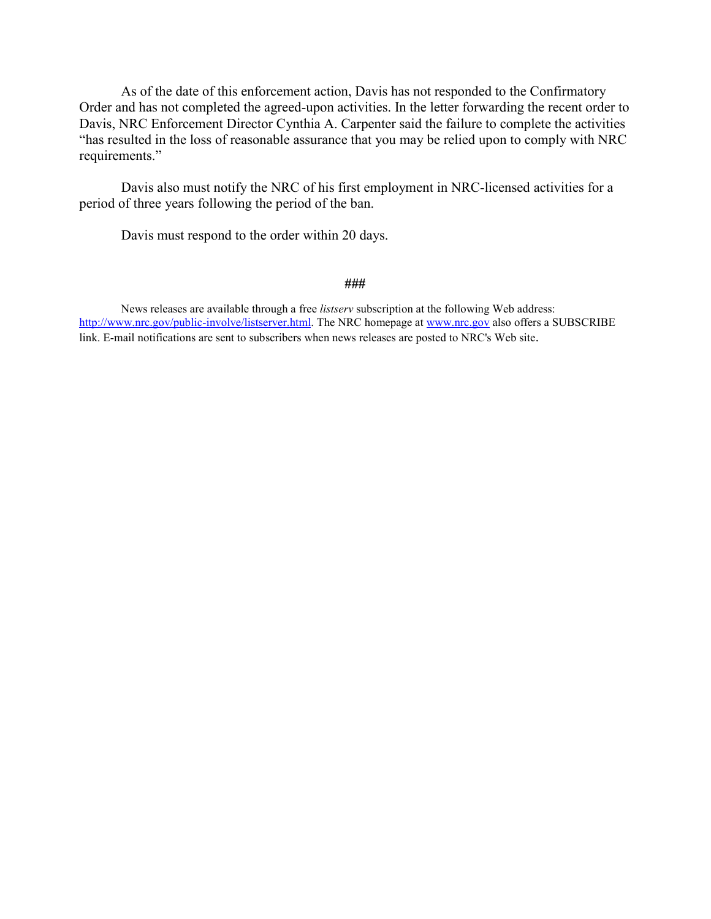As of the date of this enforcement action, Davis has not responded to the Confirmatory Order and has not completed the agreed-upon activities. In the letter forwarding the recent order to Davis, NRC Enforcement Director Cynthia A. Carpenter said the failure to complete the activities "has resulted in the loss of reasonable assurance that you may be relied upon to comply with NRC requirements."

Davis also must notify the NRC of his first employment in NRC-licensed activities for a period of three years following the period of the ban.

Davis must respond to the order within 20 days.

###

News releases are available through a free *listserv* subscription at the following Web address: http://www.nrc.gov/public-involve/listserver.html. The NRC homepage at www.nrc.gov also offers a SUBSCRIBE link. E-mail notifications are sent to subscribers when news releases are posted to NRC's Web site.